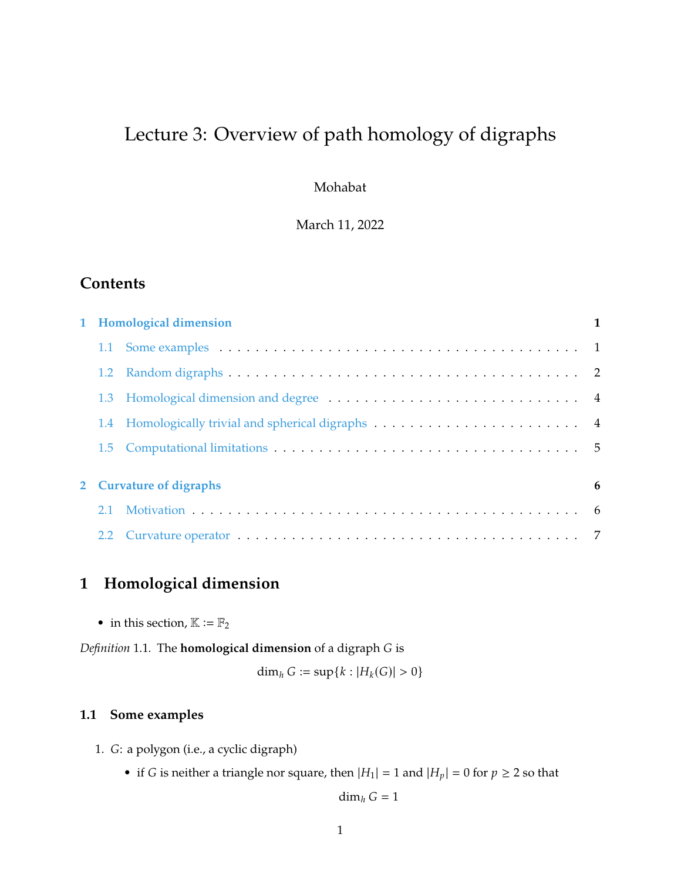# Lecture 3: Overview of path homology of digraphs

Mohabat

March 11, 2022

## Contents

1 Homological dimension — 1
- 1.1 Some examples — 1
- 1.2 Random digraphs — 2
- 1.3 Homological dimension and degree — 4
- 1.4 Homologically trivial and spherical digraphs — 4
- 1.5 Computational limitations — 5

2 Curvature of digraphs — 6
- 2.1 Motivation — 6
- 2.2 Curvature operator — 7

## 1 Homological dimension

- in this section, $\mathbb{K} := \mathbb{F}_2$

*Definition* 1.1. The **homological dimension** of a digraph $G$ is

$$\dim_h G := \sup\{k : |H_k(G)| > 0\}$$

### 1.1 Some examples

1. $G$: a polygon (i.e., a cyclic digraph)
   - if $G$ is neither a triangle nor square, then $|H_1| = 1$ and $|H_p| = 0$ for $p \geq 2$ so that

$$\dim_h G = 1$$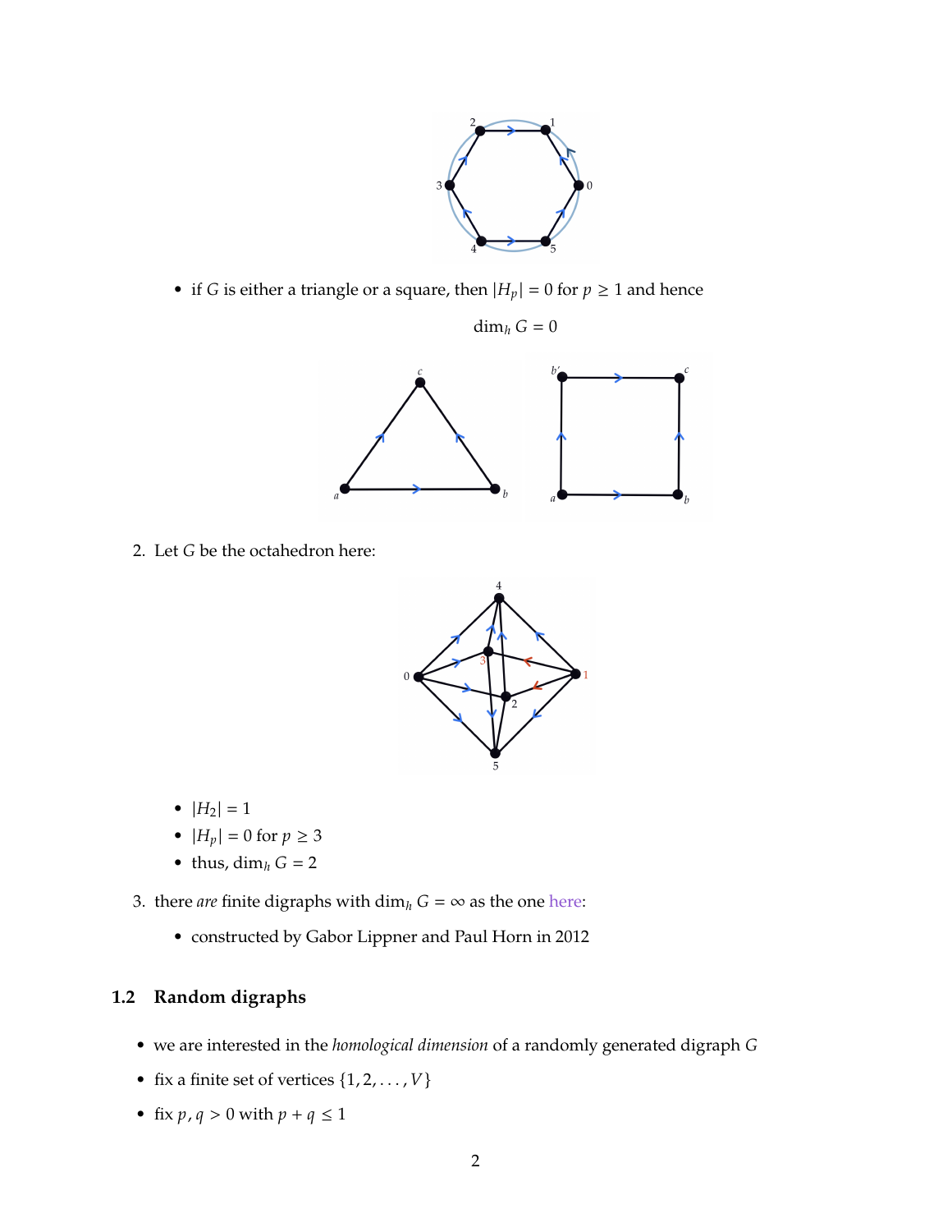- if $G$ is either a triangle or a square, then $|H_p| = 0$ for $p \geq 1$ and hence

$$\dim_h G = 0$$

2. Let $G$ be the octahedron here:

   - $|H_2| = 1$
   - $|H_p| = 0$ for $p \geq 3$
   - thus, $\dim_h G = 2$

3. there *are* finite digraphs with $\dim_h G = \infty$ as the one here:

   - constructed by Gabor Lippner and Paul Horn in 2012

## 1.2 Random digraphs

- we are interested in the *homological dimension* of a randomly generated digraph $G$
- fix a finite set of vertices $\{1, 2, \ldots, V\}$
- fix $p, q > 0$ with $p + q \leq 1$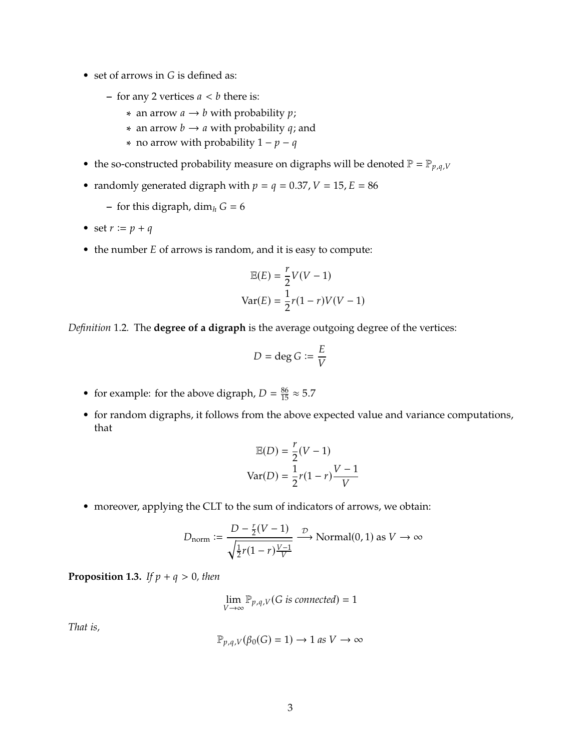- set of arrows in $G$ is defined as:
  - for any 2 vertices $a < b$ there is:
    - an arrow $a \to b$ with probability $p$;
    - an arrow $b \to a$ with probability $q$; and
    - no arrow with probability $1 - p - q$
- the so-constructed probability measure on digraphs will be denoted $\mathbb{P} = \mathbb{P}_{p,q,V}$
- randomly generated digraph with $p = q = 0.37$, $V = 15$, $E = 86$
  - for this digraph, $\dim_h G = 6$
- set $r := p + q$
- the number $E$ of arrows is random, and it is easy to compute:

$$\mathbb{E}(E) = \frac{r}{2}V(V-1)$$
$$\text{Var}(E) = \frac{1}{2}r(1-r)V(V-1)$$

*Definition* 1.2. The **degree of a digraph** is the average outgoing degree of the vertices:

$$D = \deg G := \frac{E}{V}$$

- for example: for the above digraph, $D = \frac{86}{15} \approx 5.7$
- for random digraphs, it follows from the above expected value and variance computations, that

$$\mathbb{E}(D) = \frac{r}{2}(V-1)$$
$$\text{Var}(D) = \frac{1}{2}r(1-r)\frac{V-1}{V}$$

- moreover, applying the CLT to the sum of indicators of arrows, we obtain:

$$D_{\text{norm}} := \frac{D - \frac{r}{2}(V-1)}{\sqrt{\frac{1}{2}r(1-r)\frac{V-1}{V}}} \xrightarrow{\mathcal{D}} \text{Normal}(0,1) \text{ as } V \to \infty$$

**Proposition 1.3.** *If $p + q > 0$, then*

$$\lim_{V \to \infty} \mathbb{P}_{p,q,V}(G \textit{ is connected}) = 1$$

*That is,*

$$\mathbb{P}_{p,q,V}(\beta_0(G) = 1) \to 1 \textit{ as } V \to \infty$$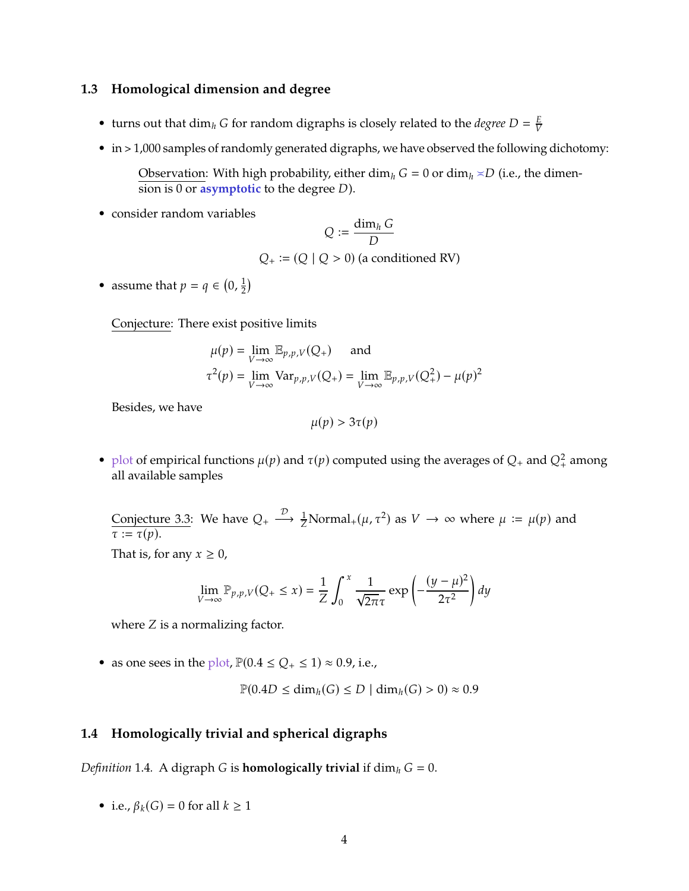### 1.3 Homological dimension and degree

- turns out that $\dim_h G$ for random digraphs is closely related to the *degree* $D = \frac{E}{V}$
- in > 1,000 samples of randomly generated digraphs, we have observed the following dichotomy:

  Observation: With high probability, either $\dim_h G = 0$ or $\dim_h \asymp D$ (i.e., the dimension is 0 or **asymptotic** to the degree $D$).

- consider random variables

$$Q := \frac{\dim_h G}{D}$$

$$Q_+ := (Q \mid Q > 0) \text{ (a conditioned RV)}$$

- assume that $p = q \in \left(0, \frac{1}{2}\right)$

  Conjecture: There exist positive limits

$$\mu(p) = \lim_{V\to\infty} \mathbb{E}_{p,p,V}(Q_+) \quad \text{ and}$$

$$\tau^2(p) = \lim_{V\to\infty} \mathrm{Var}_{p,p,V}(Q_+) = \lim_{V\to\infty} \mathbb{E}_{p,p,V}(Q_+^2) - \mu(p)^2$$

  Besides, we have

$$\mu(p) > 3\tau(p)$$

- plot of empirical functions $\mu(p)$ and $\tau(p)$ computed using the averages of $Q_+$ and $Q_+^2$ among all available samples

  Conjecture 3.3: We have $Q_+ \xrightarrow{\mathcal{D}} \frac{1}{Z}\mathrm{Normal}_+(\mu, \tau^2)$ as $V \to \infty$ where $\mu := \mu(p)$ and $\tau := \tau(p)$.

  That is, for any $x \geq 0$,

$$\lim_{V\to\infty} \mathbb{P}_{p,p,V}(Q_+ \leq x) = \frac{1}{Z}\int_0^x \frac{1}{\sqrt{2\pi}\tau} \exp\left(-\frac{(y-\mu)^2}{2\tau^2}\right) dy$$

  where $Z$ is a normalizing factor.

- as one sees in the plot, $\mathbb{P}(0.4 \leq Q_+ \leq 1) \approx 0.9$, i.e.,

$$\mathbb{P}(0.4D \leq \dim_h(G) \leq D \mid \dim_h(G) > 0) \approx 0.9$$

### 1.4 Homologically trivial and spherical digraphs

*Definition* 1.4. A digraph $G$ is **homologically trivial** if $\dim_h G = 0$.

- i.e., $\beta_k(G) = 0$ for all $k \geq 1$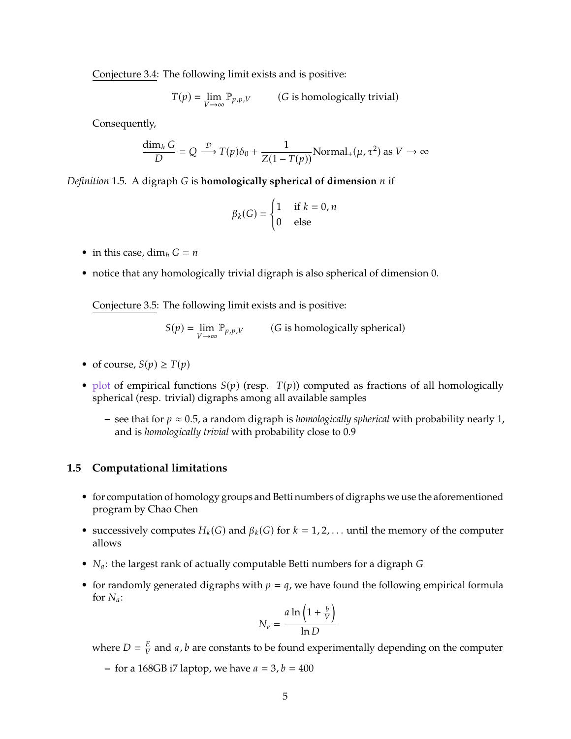Conjecture 3.4: The following limit exists and is positive:

$$T(p) = \lim_{V \to \infty} \mathbb{P}_{p,p,V} \qquad (G \text{ is homologically trivial})$$

Consequently,

$$\frac{\dim_h G}{D} = Q \xrightarrow{\mathcal{D}} T(p)\delta_0 + \frac{1}{Z(1 - T(p))}\text{Normal}_+(\mu, \tau^2) \text{ as } V \to \infty$$

*Definition* 1.5. A digraph $G$ is **homologically spherical of dimension** $n$ if

$$\beta_k(G) = \begin{cases} 1 & \text{if } k = 0, n \\ 0 & \text{else} \end{cases}$$

- in this case, $\dim_h G = n$
- notice that any homologically trivial digraph is also spherical of dimension 0.

Conjecture 3.5: The following limit exists and is positive:

$$S(p) = \lim_{V \to \infty} \mathbb{P}_{p,p,V} \qquad (G \text{ is homologically spherical})$$

- of course, $S(p) \geq T(p)$
- plot of empirical functions $S(p)$ (resp. $T(p)$) computed as fractions of all homologically spherical (resp. trivial) digraphs among all available samples
  - see that for $p \approx 0.5$, a random digraph is *homologically spherical* with probability nearly 1, and is *homologically trivial* with probability close to 0.9

### 1.5 Computational limitations

- for computation of homology groups and Betti numbers of digraphs we use the aforementioned program by Chao Chen
- successively computes $H_k(G)$ and $\beta_k(G)$ for $k = 1, 2, \ldots$ until the memory of the computer allows
- $N_a$: the largest rank of actually computable Betti numbers for a digraph $G$
- for randomly generated digraphs with $p = q$, we have found the following empirical formula for $N_a$:

$$N_e = \frac{a \ln\left(1 + \frac{b}{V}\right)}{\ln D}$$

  where $D = \frac{E}{V}$ and $a, b$ are constants to be found experimentally depending on the computer
  - for a 168GB i7 laptop, we have $a = 3, b = 400$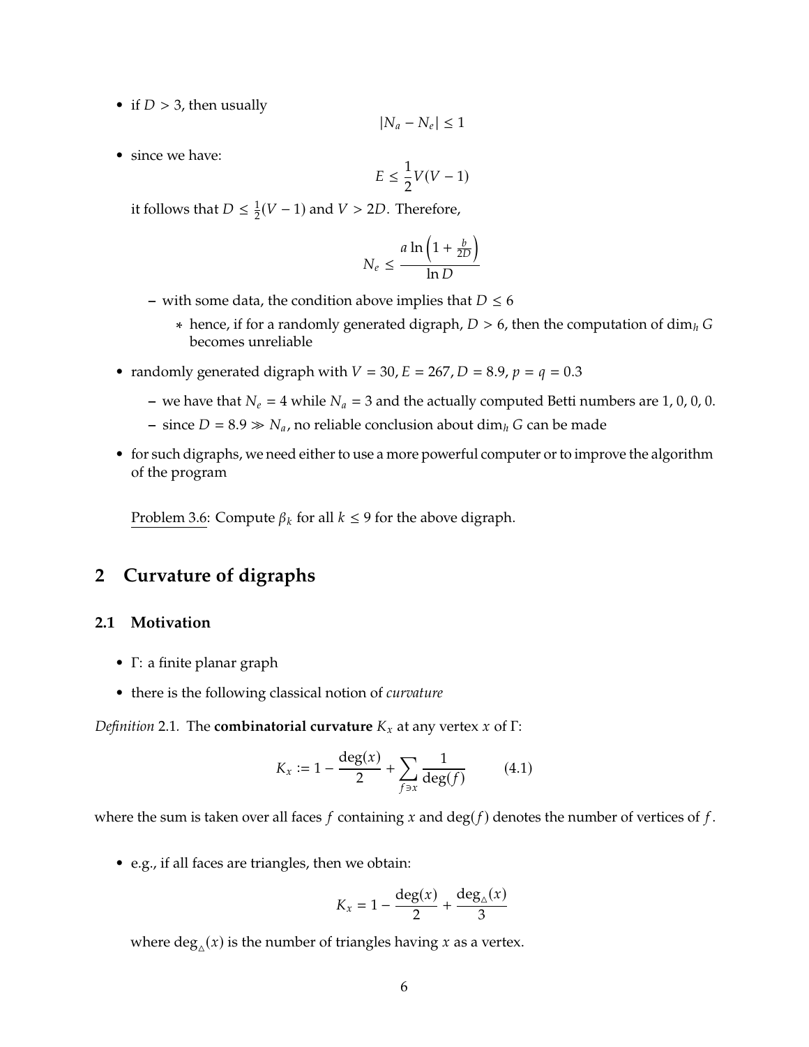- if $D > 3$, then usually

$$|N_a - N_e| \leq 1$$

- since we have:

$$E \leq \frac{1}{2}V(V-1)$$

  it follows that $D \leq \frac{1}{2}(V-1)$ and $V > 2D$. Therefore,

$$N_e \leq \frac{a \ln\left(1 + \frac{b}{2D}\right)}{\ln D}$$

  - with some data, the condition above implies that $D \leq 6$
    * hence, if for a randomly generated digraph, $D > 6$, then the computation of $\dim_h G$ becomes unreliable

- randomly generated digraph with $V = 30, E = 267, D = 8.9, p = q = 0.3$
  - we have that $N_e = 4$ while $N_a = 3$ and the actually computed Betti numbers are 1, 0, 0, 0.
  - since $D = 8.9 \gg N_a$, no reliable conclusion about $\dim_h G$ can be made

- for such digraphs, we need either to use a more powerful computer or to improve the algorithm of the program

Problem 3.6: Compute $\beta_k$ for all $k \leq 9$ for the above digraph.

## 2 Curvature of digraphs

### 2.1 Motivation

- $\Gamma$: a finite planar graph
- there is the following classical notion of *curvature*

*Definition* 2.1. The **combinatorial curvature** $K_x$ at any vertex $x$ of $\Gamma$:

$$K_x := 1 - \frac{\deg(x)}{2} + \sum_{f \ni x} \frac{1}{\deg(f)} \qquad (4.1)$$

where the sum is taken over all faces $f$ containing $x$ and $\deg(f)$ denotes the number of vertices of $f$.

- e.g., if all faces are triangles, then we obtain:

$$K_x = 1 - \frac{\deg(x)}{2} + \frac{\deg_\triangle(x)}{3}$$

  where $\deg_\triangle(x)$ is the number of triangles having $x$ as a vertex.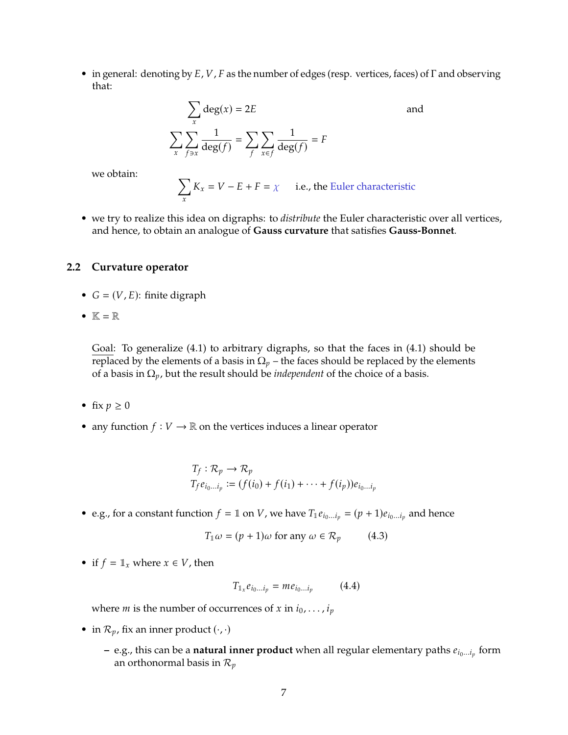- in general: denoting by $E, V, F$ as the number of edges (resp. vertices, faces) of $\Gamma$ and observing that:

$$\sum_x \deg(x) = 2E \qquad \text{and}$$

$$\sum_x \sum_{f \ni x} \frac{1}{\deg(f)} = \sum_f \sum_{x \in f} \frac{1}{\deg(f)} = F$$

  we obtain:

$$\sum_x K_x = V - E + F = \chi \qquad \text{i.e., the Euler characteristic}$$

- we try to realize this idea on digraphs: to *distribute* the Euler characteristic over all vertices, and hence, to obtain an analogue of **Gauss curvature** that satisfies **Gauss-Bonnet**.

## 2.2 Curvature operator

- $G = (V, E)$: finite digraph
- $\mathbb{K} = \mathbb{R}$

  Goal: To generalize (4.1) to arbitrary digraphs, so that the faces in (4.1) should be replaced by the elements of a basis in $\Omega_p$ – the faces should be replaced by the elements of a basis in $\Omega_p$, but the result should be *independent* of the choice of a basis.

- fix $p \geq 0$
- any function $f : V \to \mathbb{R}$ on the vertices induces a linear operator

$$T_f : \mathcal{R}_p \to \mathcal{R}_p$$
$$T_f e_{i_0 \dots i_p} := (f(i_0) + f(i_1) + \cdots + f(i_p)) e_{i_0 \dots i_p}$$

- e.g., for a constant function $f = \mathbb{1}$ on $V$, we have $T_{\mathbb{1}} e_{i_0 \dots i_p} = (p+1) e_{i_0 \dots i_p}$ and hence

$$T_{\mathbb{1}} \omega = (p+1)\omega \text{ for any } \omega \in \mathcal{R}_p \qquad (4.3)$$

- if $f = \mathbb{1}_x$ where $x \in V$, then

$$T_{\mathbb{1}_x} e_{i_0 \dots i_p} = m e_{i_0 \dots i_p} \qquad (4.4)$$

  where $m$ is the number of occurrences of $x$ in $i_0, \dots, i_p$

- in $\mathcal{R}_p$, fix an inner product $(\cdot, \cdot)$
  - e.g., this can be a **natural inner product** when all regular elementary paths $e_{i_0 \dots i_p}$ form an orthonormal basis in $\mathcal{R}_p$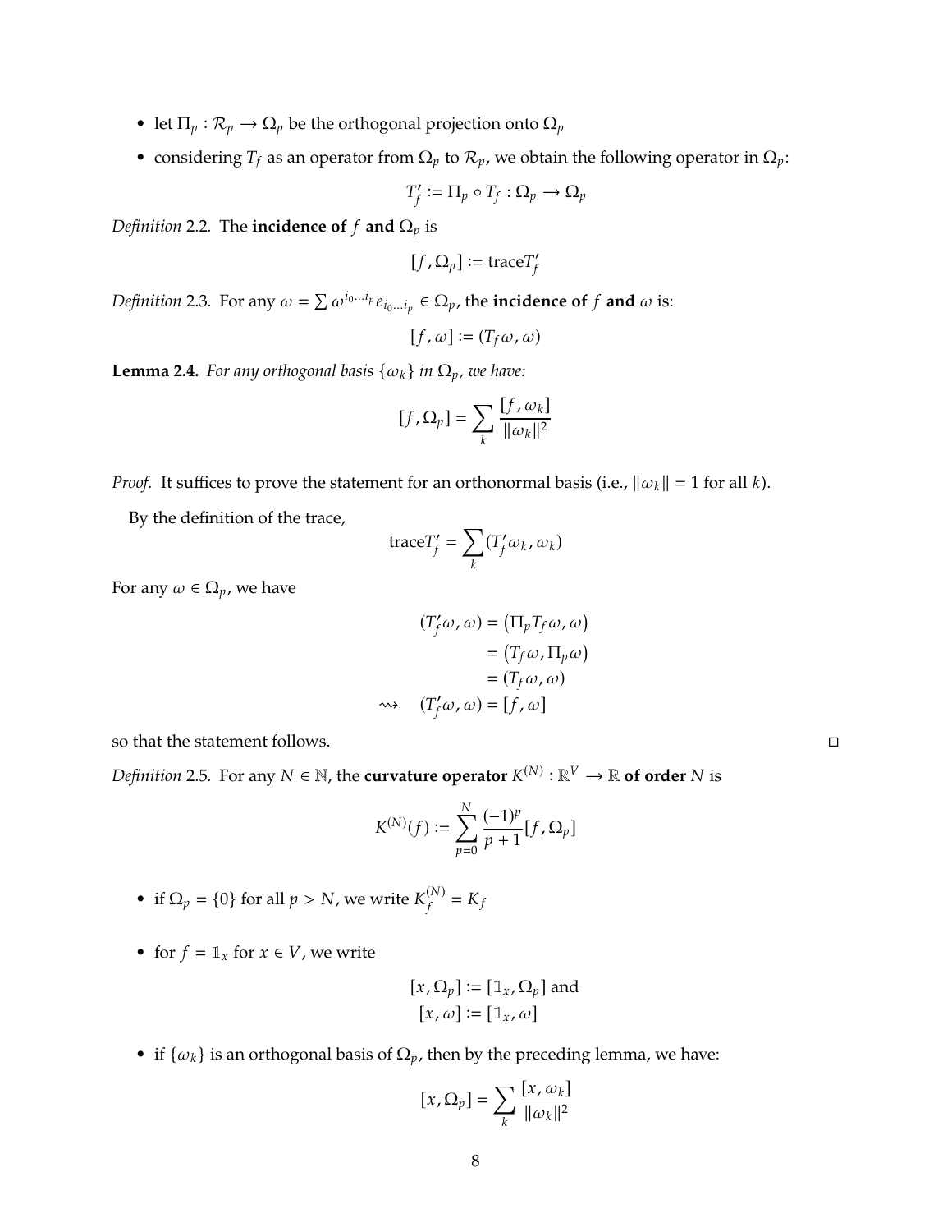- let $\Pi_p : \mathcal{R}_p \to \Omega_p$ be the orthogonal projection onto $\Omega_p$
- considering $T_f$ as an operator from $\Omega_p$ to $\mathcal{R}_p$, we obtain the following operator in $\Omega_p$:

$$T'_f := \Pi_p \circ T_f : \Omega_p \to \Omega_p$$

*Definition* 2.2. The **incidence of** $f$ **and** $\Omega_p$ is

$$[f, \Omega_p] := \text{trace} T'_f$$

*Definition* 2.3. For any $\omega = \sum \omega^{i_0 \dots i_p} e_{i_0 \dots i_p} \in \Omega_p$, the **incidence of** $f$ **and** $\omega$ is:

$$[f, \omega] := (T_f \omega, \omega)$$

**Lemma 2.4.** *For any orthogonal basis $\{\omega_k\}$ in $\Omega_p$, we have:*

$$[f, \Omega_p] = \sum_k \frac{[f, \omega_k]}{\|\omega_k\|^2}$$

*Proof.* It suffices to prove the statement for an orthonormal basis (i.e., $\|\omega_k\| = 1$ for all $k$).

By the definition of the trace,

$$\text{trace} T'_f = \sum_k (T'_f \omega_k, \omega_k)$$

For any $\omega \in \Omega_p$, we have

$$\begin{aligned} (T'_f \omega, \omega) &= \left(\Pi_p T_f \omega, \omega\right) \\ &= \left(T_f \omega, \Pi_p \omega\right) \\ &= (T_f \omega, \omega) \\ \rightsquigarrow \quad (T'_f \omega, \omega) &= [f, \omega] \end{aligned}$$

so that the statement follows. □

*Definition* 2.5. For any $N \in \mathbb{N}$, the **curvature operator** $K^{(N)} : \mathbb{R}^V \to \mathbb{R}$ **of order** $N$ is

$$K^{(N)}(f) := \sum_{p=0}^{N} \frac{(-1)^p}{p+1} [f, \Omega_p]$$

- if $\Omega_p = \{0\}$ for all $p > N$, we write $K_f^{(N)} = K_f$
- for $f = \mathbb{1}_x$ for $x \in V$, we write

$$\begin{aligned} [x, \Omega_p] &:= [\mathbb{1}_x, \Omega_p] \text{ and} \\ [x, \omega] &:= [\mathbb{1}_x, \omega] \end{aligned}$$

- if $\{\omega_k\}$ is an orthogonal basis of $\Omega_p$, then by the preceding lemma, we have:

$$[x, \Omega_p] = \sum_k \frac{[x, \omega_k]}{\|\omega_k\|^2}$$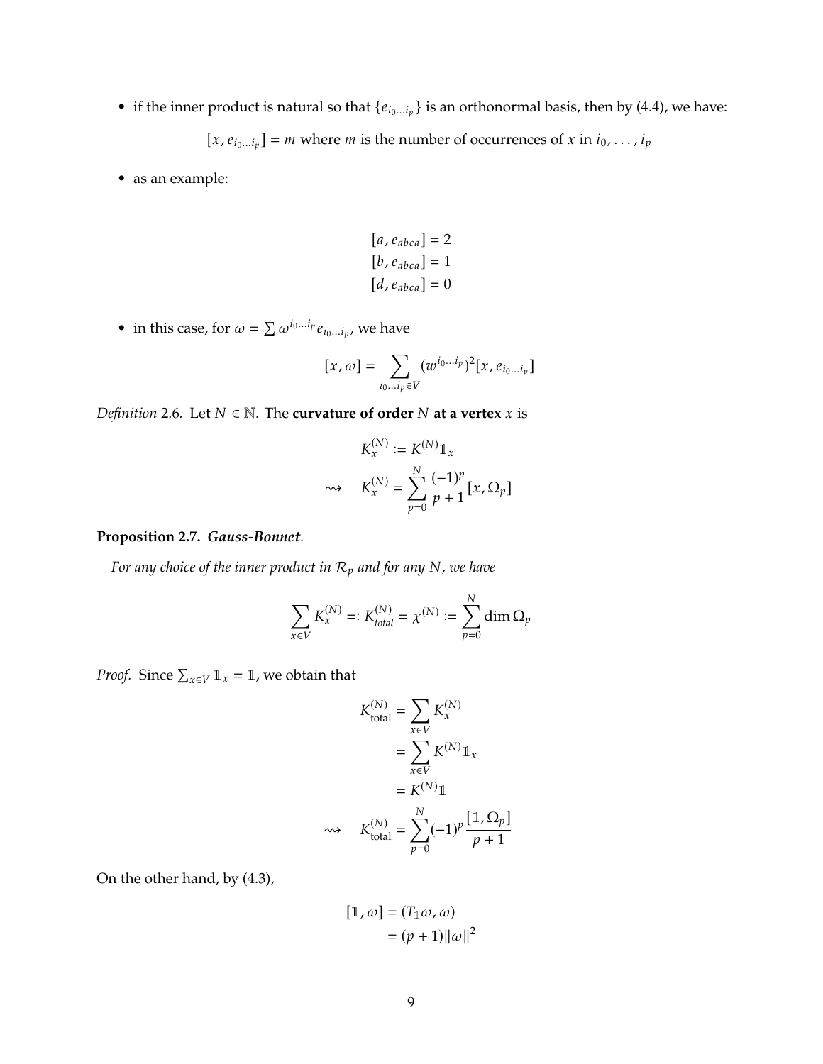- if the inner product is natural so that $\{e_{i_0 \dots i_p}\}$ is an orthonormal basis, then by (4.4), we have:

$$[x, e_{i_0 \dots i_p}] = m \text{ where } m \text{ is the number of occurrences of } x \text{ in } i_0, \dots, i_p$$

- as an example:

$$\begin{aligned} [a, e_{abca}] &= 2 \\ [b, e_{abca}] &= 1 \\ [d, e_{abca}] &= 0 \end{aligned}$$

- in this case, for $\omega = \sum \omega^{i_0 \dots i_p} e_{i_0 \dots i_p}$, we have

$$[x, \omega] = \sum_{i_0 \dots i_p \in V} (w^{i_0 \dots i_p})^2 [x, e_{i_0 \dots i_p}]$$

*Definition* 2.6. Let $N \in \mathbb{N}$. The **curvature of order** $N$ **at a vertex** $x$ is

$$\begin{aligned} K_x^{(N)} &:= K^{(N)} \mathbb{1}_x \\ \rightsquigarrow \quad K_x^{(N)} &= \sum_{p=0}^{N} \frac{(-1)^p}{p+1} [x, \Omega_p] \end{aligned}$$

**Proposition 2.7.** ***Gauss-Bonnet.***

*For any choice of the inner product in $\mathcal{R}_p$ and for any $N$, we have*

$$\sum_{x \in V} K_x^{(N)} =: K_{total}^{(N)} = \chi^{(N)} := \sum_{p=0}^{N} \dim \Omega_p$$

*Proof.* Since $\sum_{x \in V} \mathbb{1}_x = \mathbb{1}$, we obtain that

$$\begin{aligned} K_{\text{total}}^{(N)} &= \sum_{x \in V} K_x^{(N)} \\ &= \sum_{x \in V} K^{(N)} \mathbb{1}_x \\ &= K^{(N)} \mathbb{1} \\ \rightsquigarrow \quad K_{\text{total}}^{(N)} &= \sum_{p=0}^{N} (-1)^p \frac{[\mathbb{1}, \Omega_p]}{p+1} \end{aligned}$$

On the other hand, by (4.3),

$$\begin{aligned} [\mathbb{1}, \omega] &= (T_{\mathbb{1}} \omega, \omega) \\ &= (p+1) \|\omega\|^2 \end{aligned}$$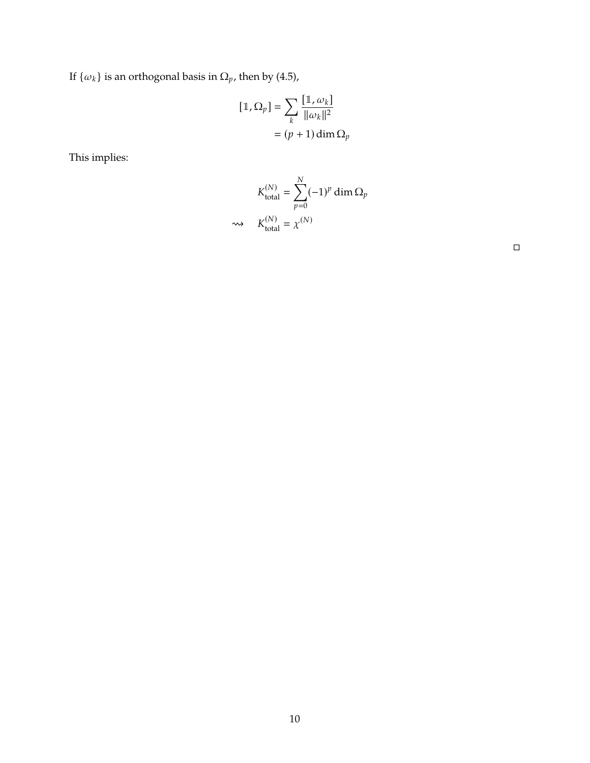If $\{\omega_k\}$ is an orthogonal basis in $\Omega_p$, then by (4.5),

$$
\begin{aligned}
[\mathbb{1}, \Omega_p] &= \sum_k \frac{[\mathbb{1}, \omega_k]}{\|\omega_k\|^2} \\
&= (p+1) \dim \Omega_p
\end{aligned}
$$

This implies:

$$
\begin{aligned}
& K_{\text{total}}^{(N)} = \sum_{p=0}^{N} (-1)^p \dim \Omega_p \\
\rightsquigarrow \quad & K_{\text{total}}^{(N)} = \chi^{(N)}
\end{aligned}
$$

□